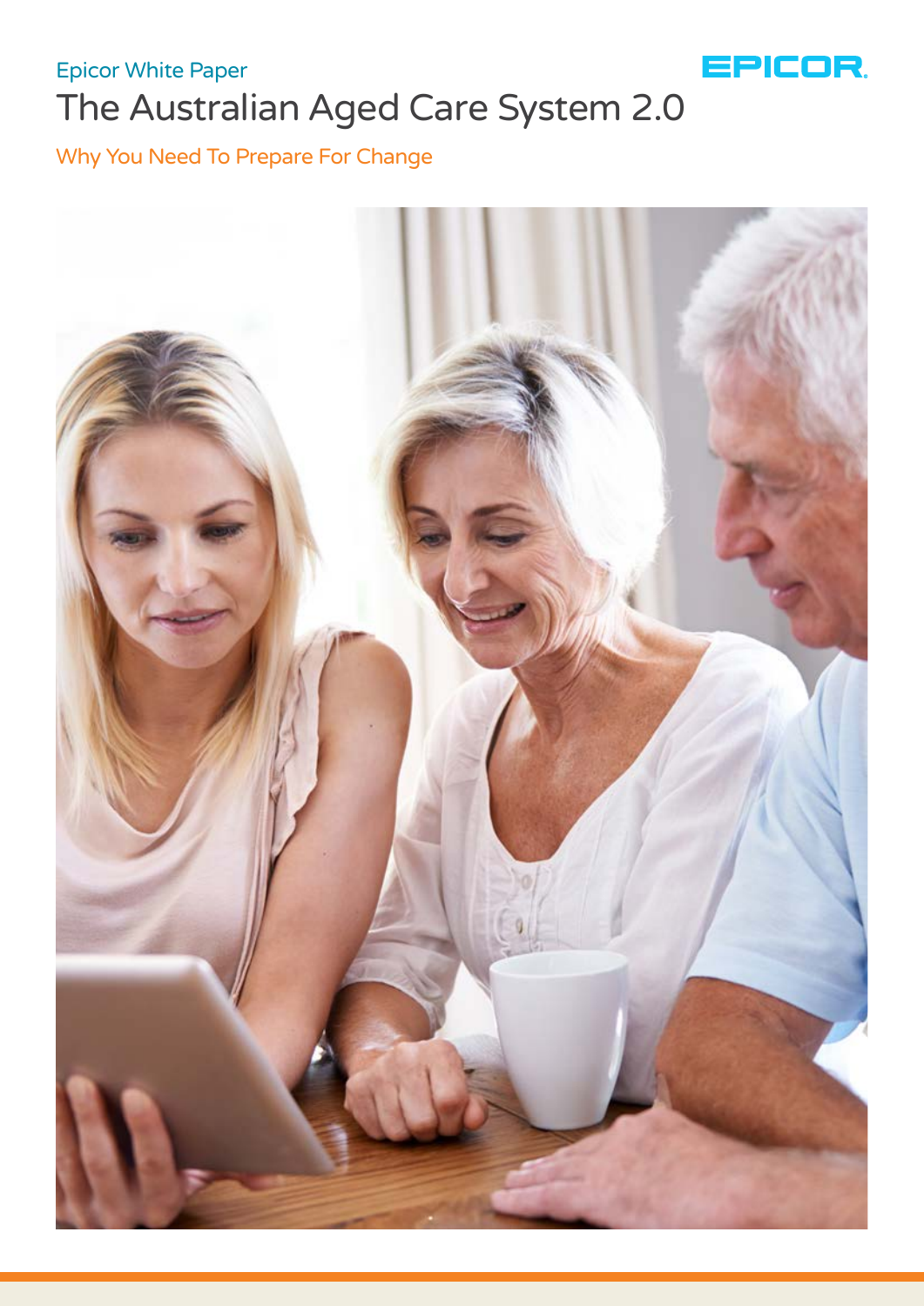Epicor White Paper

# The Australian Aged Care System 2.0

Why You Need To Prepare For Change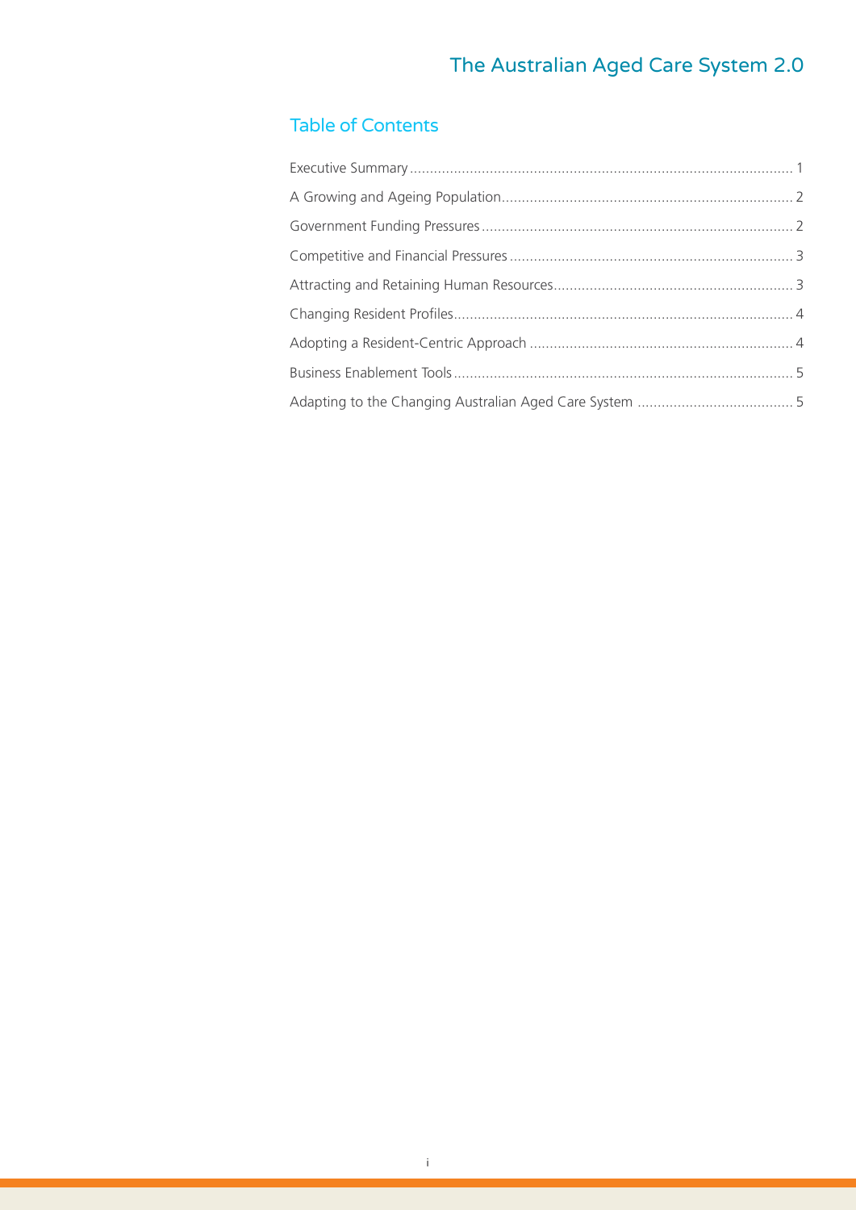## Table of Contents

Executive Summary ... 1

A Growing and Ageing Population ... 2

Government Funding Pressures ... 2

Competitive and Financial Pressures ... 3

Attracting and Retaining Human Resources ... 3

Changing Resident Profiles ... 4

Adopting a Resident-Centric Approach ... 4

Business Enablement Tools ... 5

Adapting to the Changing Australian Aged Care System ... 5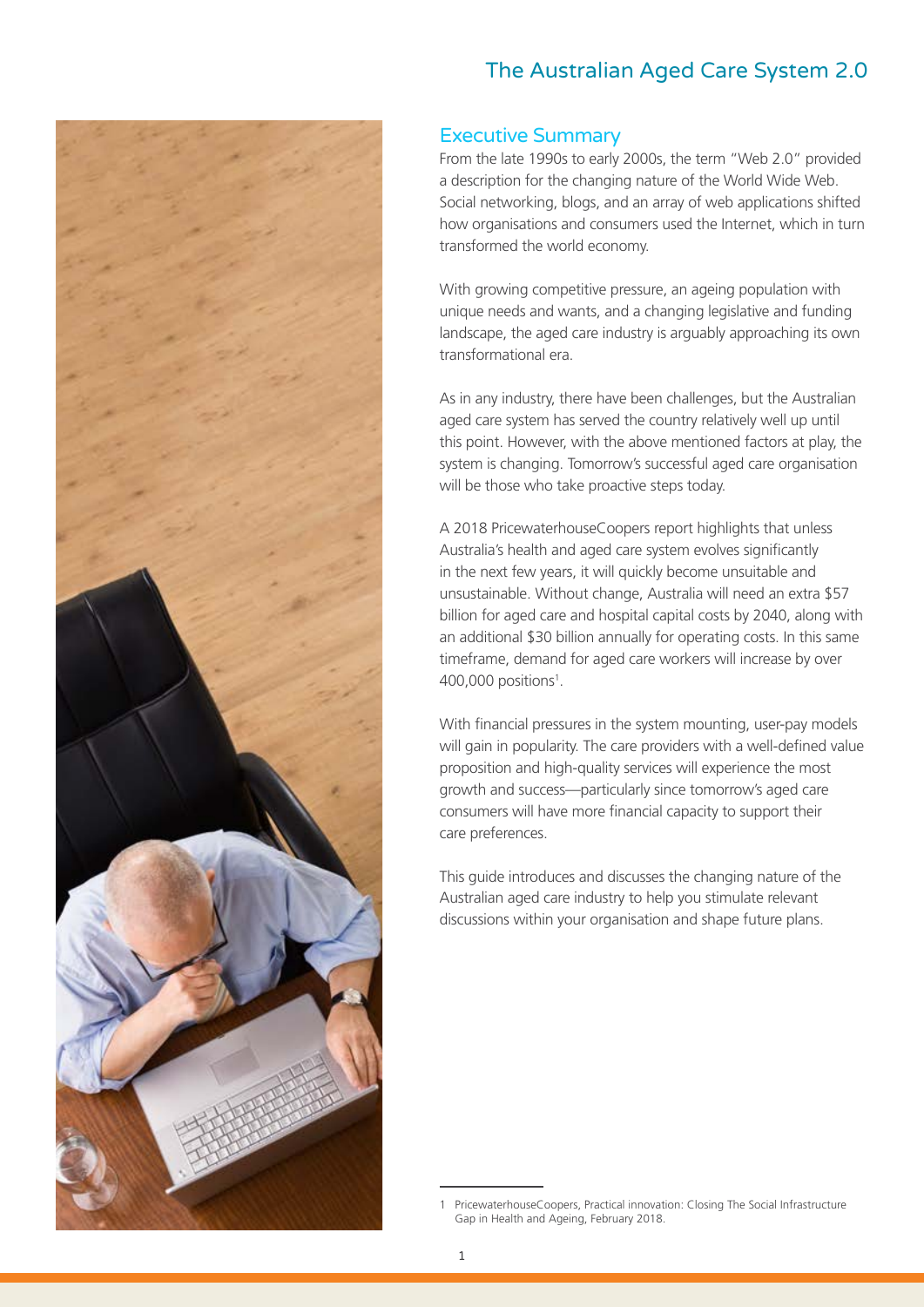# The Australian Aged Care System 2.0

## Executive Summary

From the late 1990s to early 2000s, the term "Web 2.0" provided a description for the changing nature of the World Wide Web. Social networking, blogs, and an array of web applications shifted how organisations and consumers used the Internet, which in turn transformed the world economy.

With growing competitive pressure, an ageing population with unique needs and wants, and a changing legislative and funding landscape, the aged care industry is arguably approaching its own transformational era.

As in any industry, there have been challenges, but the Australian aged care system has served the country relatively well up until this point. However, with the above mentioned factors at play, the system is changing. Tomorrow's successful aged care organisation will be those who take proactive steps today.

A 2018 PricewaterhouseCoopers report highlights that unless Australia's health and aged care system evolves significantly in the next few years, it will quickly become unsuitable and unsustainable. Without change, Australia will need an extra $57 billion for aged care and hospital capital costs by 2040, along with an additional $30 billion annually for operating costs. In this same timeframe, demand for aged care workers will increase by over 400,000 positions[1].

With financial pressures in the system mounting, user-pay models will gain in popularity. The care providers with a well-defined value proposition and high-quality services will experience the most growth and success—particularly since tomorrow's aged care consumers will have more financial capacity to support their care preferences.

This guide introduces and discusses the changing nature of the Australian aged care industry to help you stimulate relevant discussions within your organisation and shape future plans.

1 PricewaterhouseCoopers, Practical innovation: Closing The Social Infrastructure Gap in Health and Ageing, February 2018.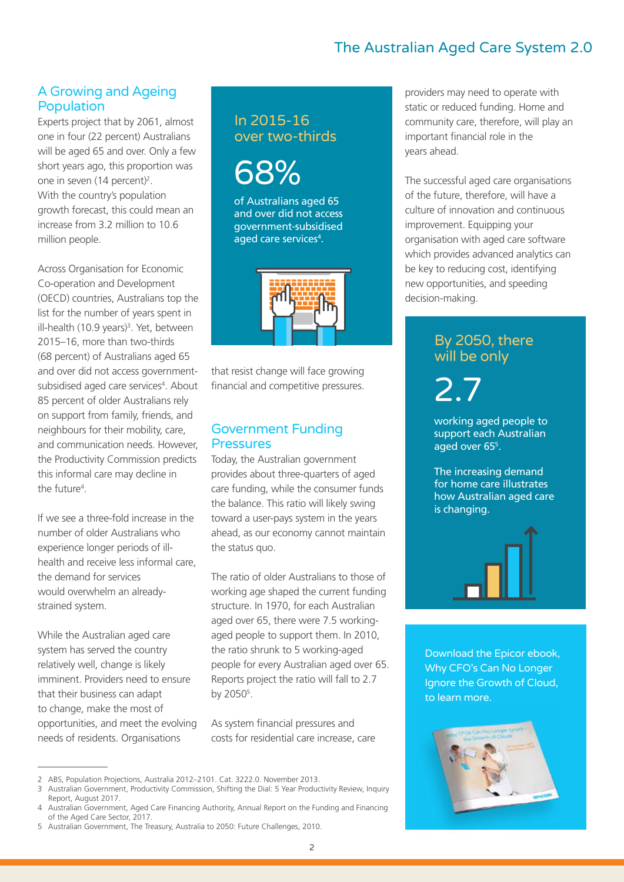## A Growing and Ageing Population

Experts project that by 2061, almost one in four (22 percent) Australians will be aged 65 and over. Only a few short years ago, this proportion was one in seven (14 percent)[2]. With the country's population growth forecast, this could mean an increase from 3.2 million to 10.6 million people.

Across Organisation for Economic Co-operation and Development (OECD) countries, Australians top the list for the number of years spent in ill-health (10.9 years)[3]. Yet, between 2015–16, more than two-thirds (68 percent) of Australians aged 65 and over did not access government-subsidised aged care services[4]. About 85 percent of older Australians rely on support from family, friends, and neighbours for their mobility, care, and communication needs. However, the Productivity Commission predicts this informal care may decline in the future[4].

If we see a three-fold increase in the number of older Australians who experience longer periods of ill-health and receive less informal care, the demand for services would overwhelm an already-strained system.

While the Australian aged care system has served the country relatively well, change is likely imminent. Providers need to ensure that their business can adapt to change, make the most of opportunities, and meet the evolving needs of residents. Organisations that resist change will face growing financial and competitive pressures.

In 2015-16 over two-thirds

**68%**

of Australians aged 65 and over did not access government-subsidised aged care services[4].

## Government Funding Pressures

Today, the Australian government provides about three-quarters of aged care funding, while the consumer funds the balance. This ratio will likely swing toward a user-pays system in the years ahead, as our economy cannot maintain the status quo.

The ratio of older Australians to those of working age shaped the current funding structure. In 1970, for each Australian aged over 65, there were 7.5 working-aged people to support them. In 2010, the ratio shrunk to 5 working-aged people for every Australian aged over 65. Reports project the ratio will fall to 2.7 by 2050[5].

As system financial pressures and costs for residential care increase, care providers may need to operate with static or reduced funding. Home and community care, therefore, will play an important financial role in the years ahead.

The successful aged care organisations of the future, therefore, will have a culture of innovation and continuous improvement. Equipping your organisation with aged care software which provides advanced analytics can be key to reducing cost, identifying new opportunities, and speeding decision-making.

By 2050, there will be only

**2.7**

working aged people to support each Australian aged over 65[5].

The increasing demand for home care illustrates how Australian aged care is changing.

Download the Epicor ebook, Why CFO's Can No Longer Ignore the Growth of Cloud, to learn more.

---

2 ABS, Population Projections, Australia 2012–2101. Cat. 3222.0. November 2013.

3 Australian Government, Productivity Commission, Shifting the Dial: 5 Year Productivity Review, Inquiry Report, August 2017.

4 Australian Government, Aged Care Financing Authority, Annual Report on the Funding and Financing of the Aged Care Sector, 2017.

5 Australian Government, The Treasury, Australia to 2050: Future Challenges, 2010.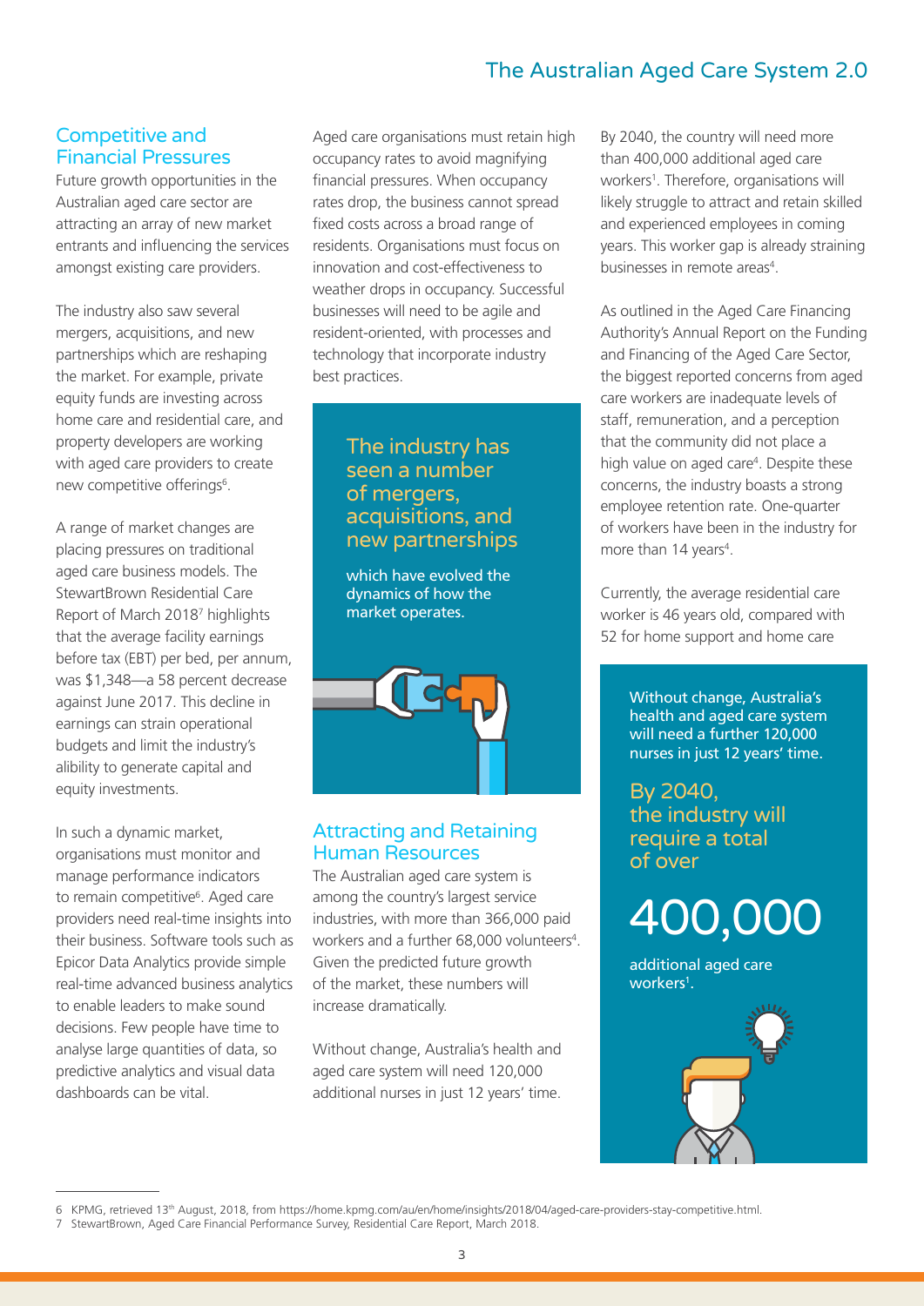## Competitive and Financial Pressures

Future growth opportunities in the Australian aged care sector are attracting an array of new market entrants and influencing the services amongst existing care providers.

The industry also saw several mergers, acquisitions, and new partnerships which are reshaping the market. For example, private equity funds are investing across home care and residential care, and property developers are working with aged care providers to create new competitive offerings[6].

A range of market changes are placing pressures on traditional aged care business models. The StewartBrown Residential Care Report of March 2018[7] highlights that the average facility earnings before tax (EBT) per bed, per annum, was $1,348—a 58 percent decrease against June 2017. This decline in earnings can strain operational budgets and limit the industry's alibility to generate capital and equity investments.

In such a dynamic market, organisations must monitor and manage performance indicators to remain competitive[6]. Aged care providers need real-time insights into their business. Software tools such as Epicor Data Analytics provide simple real-time advanced business analytics to enable leaders to make sound decisions. Few people have time to analyse large quantities of data, so predictive analytics and visual data dashboards can be vital.

Aged care organisations must retain high occupancy rates to avoid magnifying financial pressures. When occupancy rates drop, the business cannot spread fixed costs across a broad range of residents. Organisations must focus on innovation and cost-effectiveness to weather drops in occupancy. Successful businesses will need to be agile and resident-oriented, with processes and technology that incorporate industry best practices.

**The industry has seen a number of mergers, acquisitions, and new partnerships**

which have evolved the dynamics of how the market operates.

## Attracting and Retaining Human Resources

The Australian aged care system is among the country's largest service industries, with more than 366,000 paid workers and a further 68,000 volunteers[4]. Given the predicted future growth of the market, these numbers will increase dramatically.

Without change, Australia's health and aged care system will need 120,000 additional nurses in just 12 years' time.

By 2040, the country will need more than 400,000 additional aged care workers[1]. Therefore, organisations will likely struggle to attract and retain skilled and experienced employees in coming years. This worker gap is already straining businesses in remote areas[4].

As outlined in the Aged Care Financing Authority's Annual Report on the Funding and Financing of the Aged Care Sector, the biggest reported concerns from aged care workers are inadequate levels of staff, remuneration, and a perception that the community did not place a high value on aged care[4]. Despite these concerns, the industry boasts a strong employee retention rate. One-quarter of workers have been in the industry for more than 14 years[4].

Currently, the average residential care worker is 46 years old, compared with 52 for home support and home care

Without change, Australia's health and aged care system will need a further 120,000 nurses in just 12 years' time.

**By 2040, the industry will require a total of over**

**400,000**

additional aged care workers[1].

---

6 KPMG, retrieved 13th August, 2018, from https://home.kpmg.com/au/en/home/insights/2018/04/aged-care-providers-stay-competitive.html.

7 StewartBrown, Aged Care Financial Performance Survey, Residential Care Report, March 2018.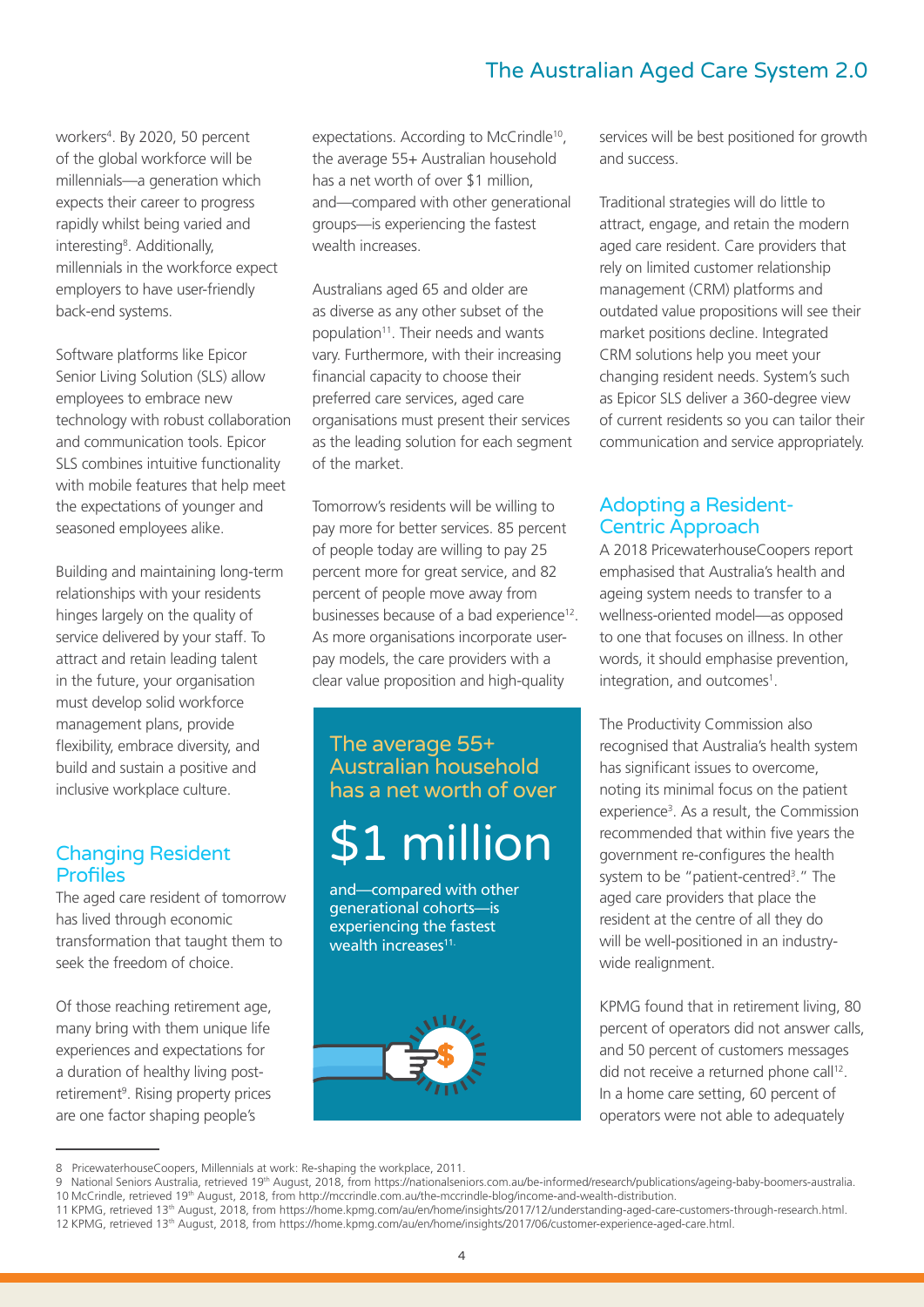workers[4]. By 2020, 50 percent of the global workforce will be millennials—a generation which expects their career to progress rapidly whilst being varied and interesting[8]. Additionally, millennials in the workforce expect employers to have user-friendly back-end systems.

Software platforms like Epicor Senior Living Solution (SLS) allow employees to embrace new technology with robust collaboration and communication tools. Epicor SLS combines intuitive functionality with mobile features that help meet the expectations of younger and seasoned employees alike.

Building and maintaining long-term relationships with your residents hinges largely on the quality of service delivered by your staff. To attract and retain leading talent in the future, your organisation must develop solid workforce management plans, provide flexibility, embrace diversity, and build and sustain a positive and inclusive workplace culture.

## Changing Resident Profiles

The aged care resident of tomorrow has lived through economic transformation that taught them to seek the freedom of choice.

Of those reaching retirement age, many bring with them unique life experiences and expectations for a duration of healthy living post-retirement[9]. Rising property prices are one factor shaping people's expectations. According to McCrindle[10], the average 55+ Australian household has a net worth of over $1 million, and—compared with other generational groups—is experiencing the fastest wealth increases.

Australians aged 65 and older are as diverse as any other subset of the population[11]. Their needs and wants vary. Furthermore, with their increasing financial capacity to choose their preferred care services, aged care organisations must present their services as the leading solution for each segment of the market.

Tomorrow's residents will be willing to pay more for better services. 85 percent of people today are willing to pay 25 percent more for great service, and 82 percent of people move away from businesses because of a bad experience[12]. As more organisations incorporate user-pay models, the care providers with a clear value proposition and high-quality services will be best positioned for growth and success.

> The average 55+ Australian household has a net worth of over
>
> **$1 million**
>
> and—compared with other generational cohorts—is experiencing the fastest wealth increases[11].

Traditional strategies will do little to attract, engage, and retain the modern aged care resident. Care providers that rely on limited customer relationship management (CRM) platforms and outdated value propositions will see their market positions decline. Integrated CRM solutions help you meet your changing resident needs. System's such as Epicor SLS deliver a 360-degree view of current residents so you can tailor their communication and service appropriately.

## Adopting a Resident-Centric Approach

A 2018 PricewaterhouseCoopers report emphasised that Australia's health and ageing system needs to transfer to a wellness-oriented model—as opposed to one that focuses on illness. In other words, it should emphasise prevention, integration, and outcomes[1].

The Productivity Commission also recognised that Australia's health system has significant issues to overcome, noting its minimal focus on the patient experience[3]. As a result, the Commission recommended that within five years the government re-configures the health system to be "patient-centred[3]." The aged care providers that place the resident at the centre of all they do will be well-positioned in an industry-wide realignment.

KPMG found that in retirement living, 80 percent of operators did not answer calls, and 50 percent of customers messages did not receive a returned phone call[12]. In a home care setting, 60 percent of operators were not able to adequately

---

8 PricewaterhouseCoopers, Millennials at work: Re-shaping the workplace, 2011.
9 National Seniors Australia, retrieved 19th August, 2018, from https://nationalseniors.com.au/be-informed/research/publications/ageing-baby-boomers-australia.
10 McCrindle, retrieved 19th August, 2018, from http://mccrindle.com.au/the-mccrindle-blog/income-and-wealth-distribution.
11 KPMG, retrieved 13th August, 2018, from https://home.kpmg.com/au/en/home/insights/2017/12/understanding-aged-care-customers-through-research.html.
12 KPMG, retrieved 13th August, 2018, from https://home.kpmg.com/au/en/home/insights/2017/06/customer-experience-aged-care.html.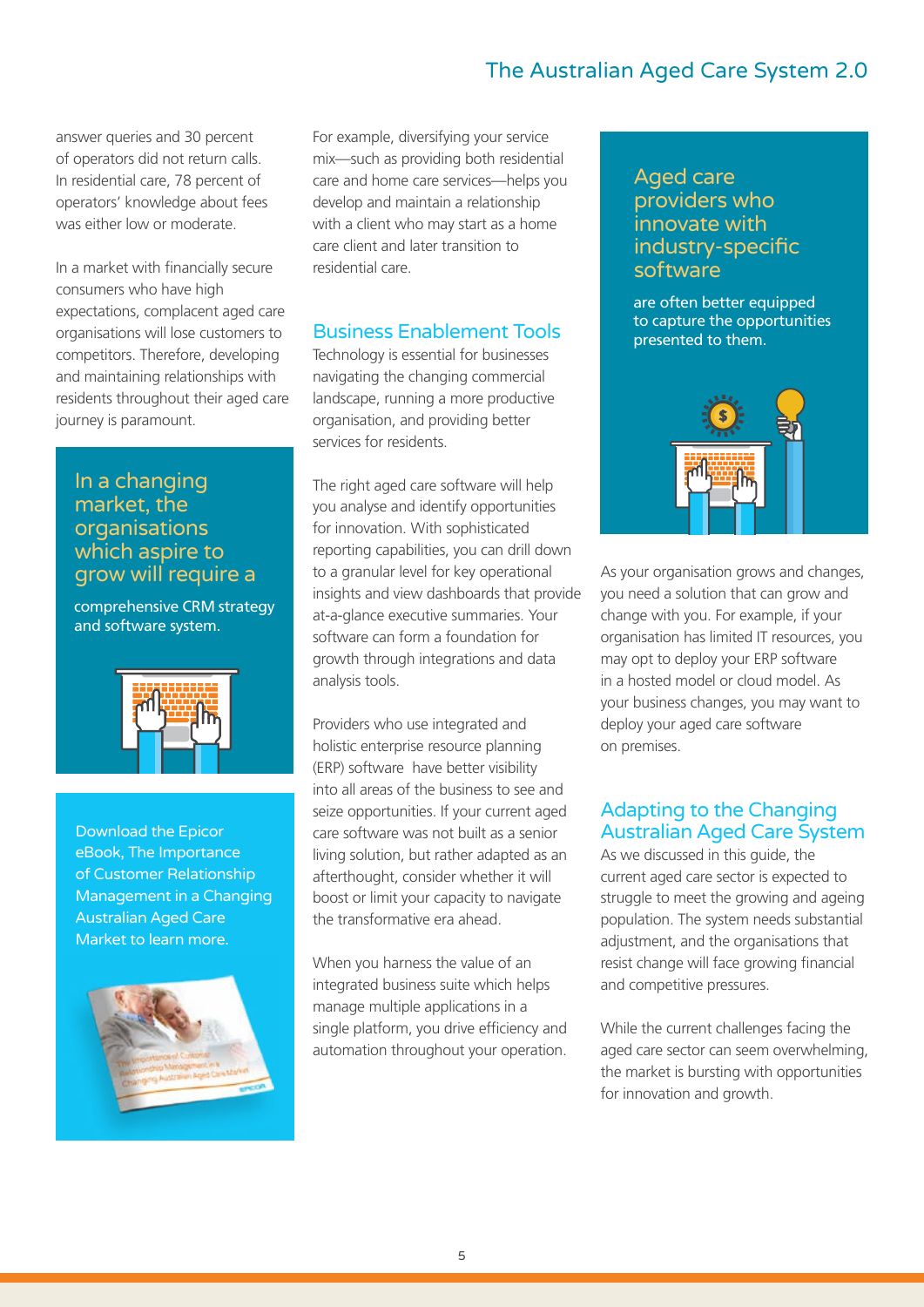answer queries and 30 percent of operators did not return calls. In residential care, 78 percent of operators' knowledge about fees was either low or moderate.

In a market with financially secure consumers who have high expectations, complacent aged care organisations will lose customers to competitors. Therefore, developing and maintaining relationships with residents throughout their aged care journey is paramount.

> **In a changing market, the organisations which aspire to grow will require a** comprehensive CRM strategy and software system.

Download the Epicor eBook, The Importance of Customer Relationship Management in a Changing Australian Aged Care Market to learn more.

For example, diversifying your service mix—such as providing both residential care and home care services—helps you develop and maintain a relationship with a client who may start as a home care client and later transition to residential care.

## Business Enablement Tools

Technology is essential for businesses navigating the changing commercial landscape, running a more productive organisation, and providing better services for residents.

The right aged care software will help you analyse and identify opportunities for innovation. With sophisticated reporting capabilities, you can drill down to a granular level for key operational insights and view dashboards that provide at-a-glance executive summaries. Your software can form a foundation for growth through integrations and data analysis tools.

Providers who use integrated and holistic enterprise resource planning (ERP) software have better visibility into all areas of the business to see and seize opportunities. If your current aged care software was not built as a senior living solution, but rather adapted as an afterthought, consider whether it will boost or limit your capacity to navigate the transformative era ahead.

When you harness the value of an integrated business suite which helps manage multiple applications in a single platform, you drive efficiency and automation throughout your operation.

> **Aged care providers who innovate with industry-specific software** are often better equipped to capture the opportunities presented to them.

As your organisation grows and changes, you need a solution that can grow and change with you. For example, if your organisation has limited IT resources, you may opt to deploy your ERP software in a hosted model or cloud model. As your business changes, you may want to deploy your aged care software on premises.

## Adapting to the Changing Australian Aged Care System

As we discussed in this guide, the current aged care sector is expected to struggle to meet the growing and ageing population. The system needs substantial adjustment, and the organisations that resist change will face growing financial and competitive pressures.

While the current challenges facing the aged care sector can seem overwhelming, the market is bursting with opportunities for innovation and growth.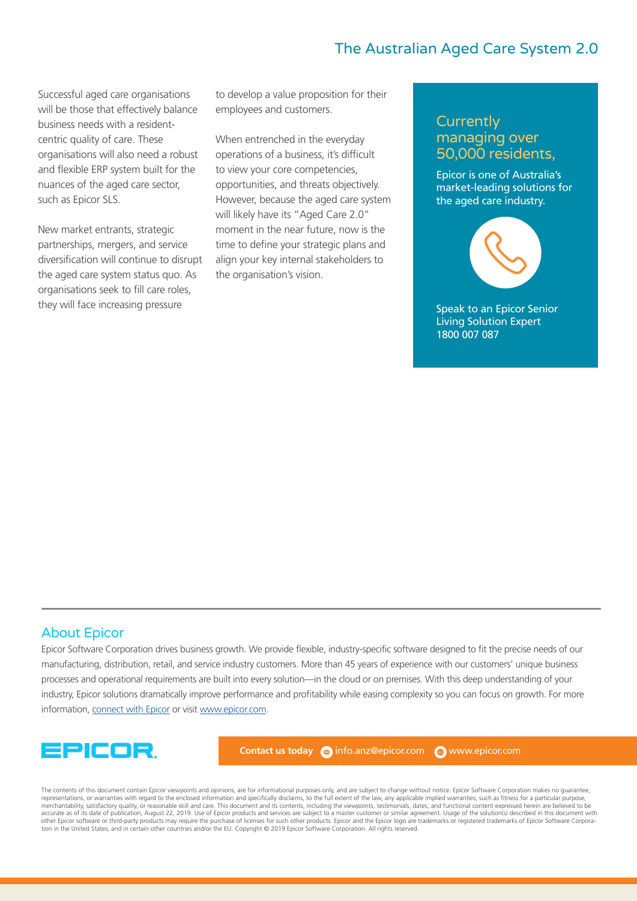Successful aged care organisations will be those that effectively balance business needs with a resident-centric quality of care. These organisations will also need a robust and flexible ERP system built for the nuances of the aged care sector, such as Epicor SLS.

New market entrants, strategic partnerships, mergers, and service diversification will continue to disrupt the aged care system status quo. As organisations seek to fill care roles, they will face increasing pressure to develop a value proposition for their employees and customers.

When entrenched in the everyday operations of a business, it's difficult to view your core competencies, opportunities, and threats objectively. However, because the aged care system will likely have its "Aged Care 2.0" moment in the near future, now is the time to define your strategic plans and align your key internal stakeholders to the organisation's vision.

### Currently managing over 50,000 residents,

Epicor is one of Australia's market-leading solutions for the aged care industry.

Speak to an Epicor Senior Living Solution Expert
1800 007 087

## About Epicor

Epicor Software Corporation drives business growth. We provide flexible, industry-specific software designed to fit the precise needs of our manufacturing, distribution, retail, and service industry customers. More than 45 years of experience with our customers' unique business processes and operational requirements are built into every solution—in the cloud or on premises. With this deep understanding of your industry, Epicor solutions dramatically improve performance and profitability while easing complexity so you can focus on growth. For more information, connect with Epicor or visit www.epicor.com.

EPICOR

**Contact us today** info.anz@epicor.com www.epicor.com

The contents of this document contain Epicor viewpoints and opinions, are for informational purposes only, and are subject to change without notice. Epicor Software Corporation makes no guarantee, representations, or warranties with regard to the enclosed information and specifically disclaims, to the full extent of the law, any applicable implied warranties, such as fitness for a particular purpose, merchantability, satisfactory quality, or reasonable skill and care. This document and its contents, including the viewpoints, testimonials, dates, and functional content expressed herein are believed to be accurate as of its date of publication, August 22, 2019. Use of Epicor products and services are subject to a master customer or similar agreement. Usage of the solution(s) described in this document with other Epicor software or third-party products may require the purchase of licenses for such other products. Epicor and the Epicor logo are trademarks or registered trademarks of Epicor Software Corporation in the United States, and in certain other countries and/or the EU. Copyright © 2019 Epicor Software Corporation. All rights reserved.